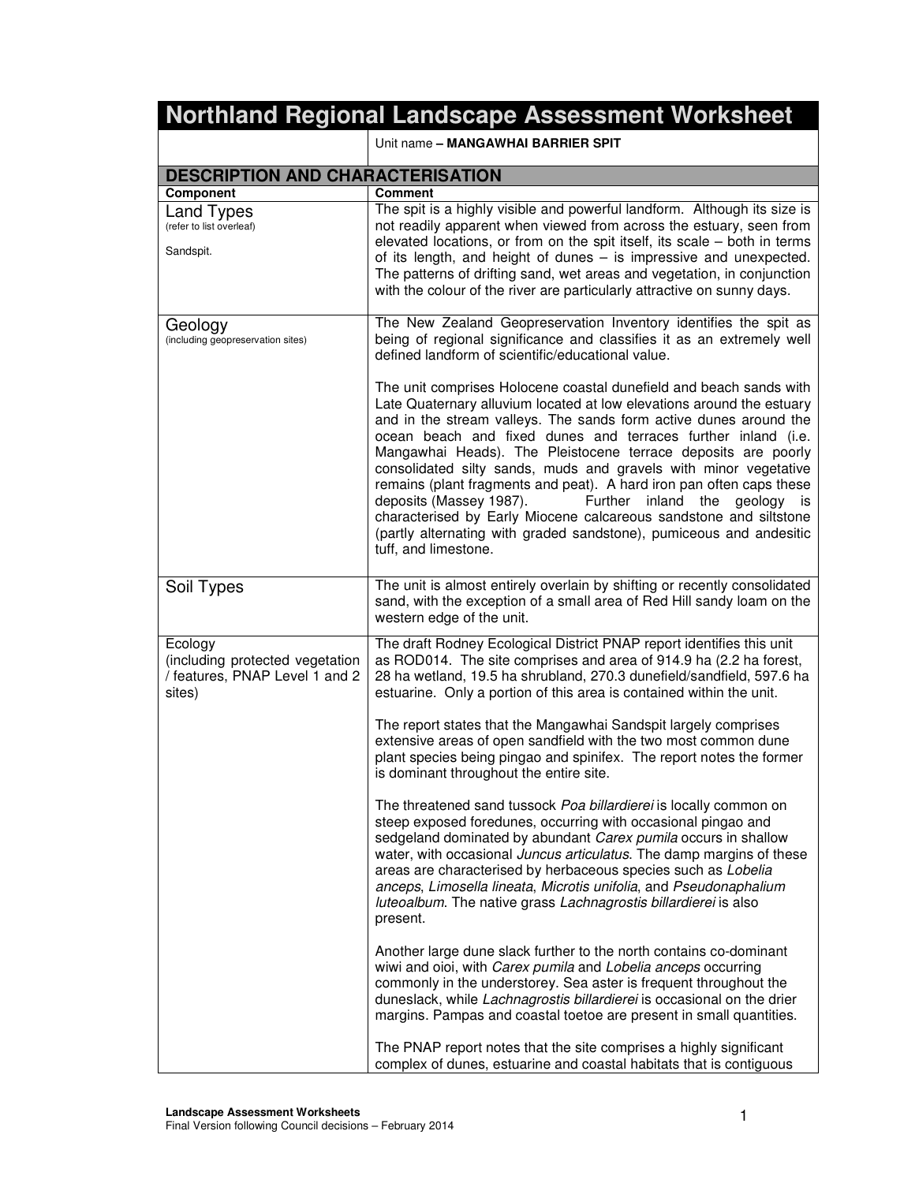# Northland Regional Landscape Assessment Worksheet

| | Unit name – **MANGAWHAI BARRIER SPIT** |
|---|---|

## DESCRIPTION AND CHARACTERISATION

| **Component** | **Comment** |
|---|---|
| Land Types (refer to list overleaf) <br><br> Sandspit. | The spit is a highly visible and powerful landform. Although its size is not readily apparent when viewed from across the estuary, seen from elevated locations, or from on the spit itself, its scale – both in terms of its length, and height of dunes – is impressive and unexpected. The patterns of drifting sand, wet areas and vegetation, in conjunction with the colour of the river are particularly attractive on sunny days. |
| Geology (including geopreservation sites) | The New Zealand Geopreservation Inventory identifies the spit as being of regional significance and classifies it as an extremely well defined landform of scientific/educational value. <br><br> The unit comprises Holocene coastal dunefield and beach sands with Late Quaternary alluvium located at low elevations around the estuary and in the stream valleys. The sands form active dunes around the ocean beach and fixed dunes and terraces further inland (i.e. Mangawhai Heads). The Pleistocene terrace deposits are poorly consolidated silty sands, muds and gravels with minor vegetative remains (plant fragments and peat). A hard iron pan often caps these deposits (Massey 1987). Further inland the geology is characterised by Early Miocene calcareous sandstone and siltstone (partly alternating with graded sandstone), pumiceous and andesitic tuff, and limestone. |
| Soil Types | The unit is almost entirely overlain by shifting or recently consolidated sand, with the exception of a small area of Red Hill sandy loam on the western edge of the unit. |
| Ecology (including protected vegetation / features, PNAP Level 1 and 2 sites) | The draft Rodney Ecological District PNAP report identifies this unit as ROD014. The site comprises and area of 914.9 ha (2.2 ha forest, 28 ha wetland, 19.5 ha shrubland, 270.3 dunefield/sandfield, 597.6 ha estuarine. Only a portion of this area is contained within the unit. <br><br> The report states that the Mangawhai Sandspit largely comprises extensive areas of open sandfield with the two most common dune plant species being pingao and spinifex. The report notes the former is dominant throughout the entire site. <br><br> The threatened sand tussock *Poa billardierei* is locally common on steep exposed foredunes, occurring with occasional pingao and sedgeland dominated by abundant *Carex pumila* occurs in shallow water, with occasional *Juncus articulatus*. The damp margins of these areas are characterised by herbaceous species such as *Lobelia anceps*, *Limosella lineata*, *Microtis unifolia*, and *Pseudonaphalium luteoalbum*. The native grass *Lachnagrostis billardierei* is also present. <br><br> Another large dune slack further to the north contains co-dominant wiwi and oioi, with *Carex pumila* and *Lobelia anceps* occurring commonly in the understorey. Sea aster is frequent throughout the duneslack, while *Lachnagrostis billardierei* is occasional on the drier margins. Pampas and coastal toetoe are present in small quantities. <br><br> The PNAP report notes that the site comprises a highly significant complex of dunes, estuarine and coastal habitats that is contiguous |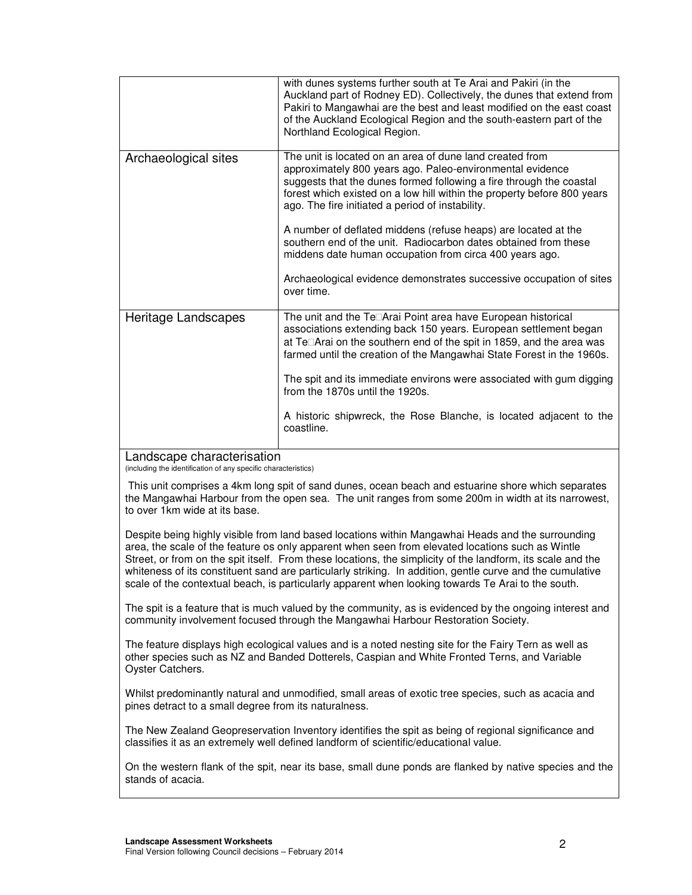| | |
|---|---|
| | with dunes systems further south at Te Arai and Pakiri (in the Auckland part of Rodney ED). Collectively, the dunes that extend from Pakiri to Mangawhai are the best and least modified on the east coast of the Auckland Ecological Region and the south-eastern part of the Northland Ecological Region. |
| Archaeological sites | The unit is located on an area of dune land created from approximately 800 years ago. Paleo-environmental evidence suggests that the dunes formed following a fire through the coastal forest which existed on a low hill within the property before 800 years ago. The fire initiated a period of instability.<br><br>A number of deflated middens (refuse heaps) are located at the southern end of the unit. Radiocarbon dates obtained from these middens date human occupation from circa 400 years ago.<br><br>Archaeological evidence demonstrates successive occupation of sites over time. |
| Heritage Landscapes | The unit and the Te Arai Point area have European historical associations extending back 150 years. European settlement began at Te Arai on the southern end of the spit in 1859, and the area was farmed until the creation of the Mangawhai State Forest in the 1960s.<br><br>The spit and its immediate environs were associated with gum digging from the 1870s until the 1920s.<br><br>A historic shipwreck, the Rose Blanche, is located adjacent to the coastline. |

## Landscape characterisation

(including the identification of any specific characteristics)

This unit comprises a 4km long spit of sand dunes, ocean beach and estuarine shore which separates the Mangawhai Harbour from the open sea. The unit ranges from some 200m in width at its narrowest, to over 1km wide at its base.

Despite being highly visible from land based locations within Mangawhai Heads and the surrounding area, the scale of the feature os only apparent when seen from elevated locations such as Wintle Street, or from on the spit itself. From these locations, the simplicity of the landform, its scale and the whiteness of its constituent sand are particularly striking. In addition, gentle curve and the cumulative scale of the contextual beach, is particularly apparent when looking towards Te Arai to the south.

The spit is a feature that is much valued by the community, as is evidenced by the ongoing interest and community involvement focused through the Mangawhai Harbour Restoration Society.

The feature displays high ecological values and is a noted nesting site for the Fairy Tern as well as other species such as NZ and Banded Dotterels, Caspian and White Fronted Terns, and Variable Oyster Catchers.

Whilst predominantly natural and unmodified, small areas of exotic tree species, such as acacia and pines detract to a small degree from its naturalness.

The New Zealand Geopreservation Inventory identifies the spit as being of regional significance and classifies it as an extremely well defined landform of scientific/educational value.

On the western flank of the spit, near its base, small dune ponds are flanked by native species and the stands of acacia.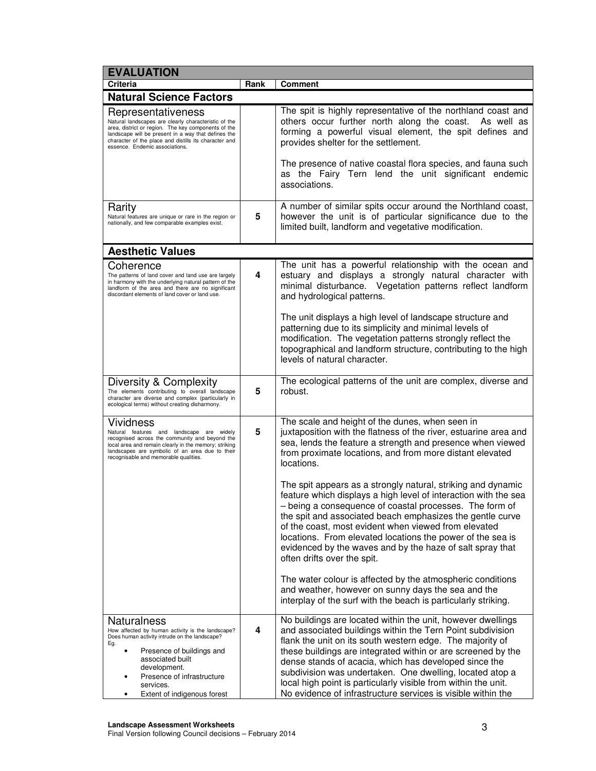| EVALUATION | | |
|---|---|---|
| **Criteria** | **Rank** | **Comment** |
| **Natural Science Factors** | | |
| Representativeness<br>Natural landscapes are clearly characteristic of the area, district or region. The key components of the landscape will be present in a way that defines the character of the place and distills its character and essence. Endemic associations. | | The spit is highly representative of the northland coast and others occur further north along the coast. As well as forming a powerful visual element, the spit defines and provides shelter for the settlement.<br><br>The presence of native coastal flora species, and fauna such as the Fairy Tern lend the unit significant endemic associations. |
| Rarity<br>Natural features are unique or rare in the region or nationally, and few comparable examples exist. | 5 | A number of similar spits occur around the Northland coast, however the unit is of particular significance due to the limited built, landform and vegetative modification. |
| **Aesthetic Values** | | |
| Coherence<br>The patterns of land cover and land use are largely in harmony with the underlying natural pattern of the landform of the area and there are no significant discordant elements of land cover or land use. | 4 | The unit has a powerful relationship with the ocean and estuary and displays a strongly natural character with minimal disturbance. Vegetation patterns reflect landform and hydrological patterns.<br><br>The unit displays a high level of landscape structure and patterning due to its simplicity and minimal levels of modification. The vegetation patterns strongly reflect the topographical and landform structure, contributing to the high levels of natural character. |
| Diversity & Complexity<br>The elements contributing to overall landscape character are diverse and complex (particularly in ecological terms) without creating disharmony. | 5 | The ecological patterns of the unit are complex, diverse and robust. |
| Vividness<br>Natural features and landscape are widely recognised across the community and beyond the local area and remain clearly in the memory; striking landscapes are symbolic of an area due to their recognisable and memorable qualities. | 5 | The scale and height of the dunes, when seen in juxtaposition with the flatness of the river, estuarine area and sea, lends the feature a strength and presence when viewed from proximate locations, and from more distant elevated locations.<br><br>The spit appears as a strongly natural, striking and dynamic feature which displays a high level of interaction with the sea – being a consequence of coastal processes. The form of the spit and associated beach emphasizes the gentle curve of the coast, most evident when viewed from elevated locations. From elevated locations the power of the sea is evidenced by the waves and by the haze of salt spray that often drifts over the spit.<br><br>The water colour is affected by the atmospheric conditions and weather, however on sunny days the sea and the interplay of the surf with the beach is particularly striking. |
| Naturalness<br>How affected by human activity is the landscape? Does human activity intrude on the landscape? Eg.<br>• Presence of buildings and associated built development.<br>• Presence of infrastructure services.<br>• Extent of indigenous forest | 4 | No buildings are located within the unit, however dwellings and associated buildings within the Tern Point subdivision flank the unit on its south western edge. The majority of these buildings are integrated within or are screened by the dense stands of acacia, which has developed since the subdivision was undertaken. One dwelling, located atop a local high point is particularly visible from within the unit. No evidence of infrastructure services is visible within the |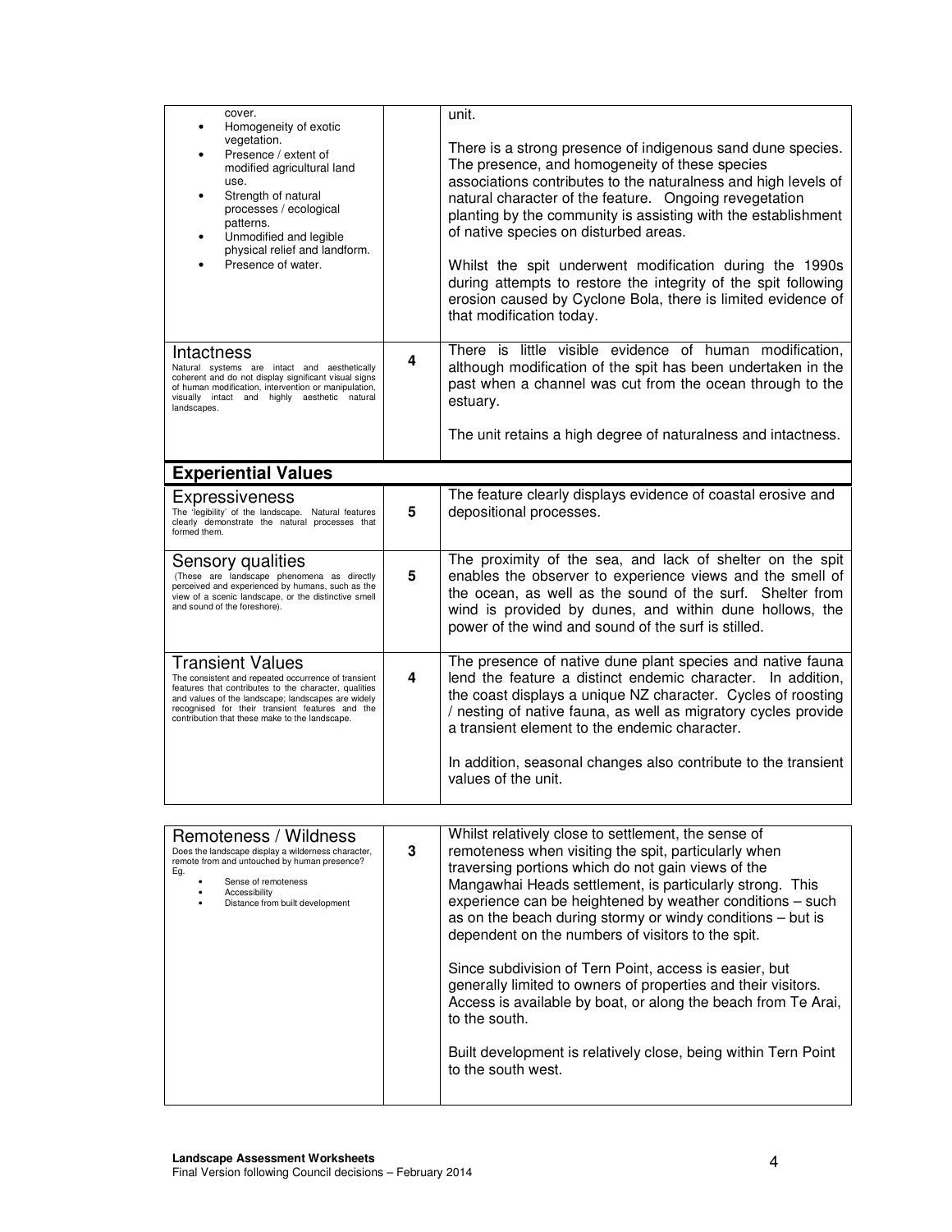| | | |
|---|---|---|
| cover.<br>• Homogeneity of exotic vegetation.<br>• Presence / extent of modified agricultural land use.<br>• Strength of natural processes / ecological patterns.<br>• Unmodified and legible physical relief and landform.<br>• Presence of water. | | unit.<br><br>There is a strong presence of indigenous sand dune species. The presence, and homogeneity of these species associations contributes to the naturalness and high levels of natural character of the feature. Ongoing revegetation planting by the community is assisting with the establishment of native species on disturbed areas.<br><br>Whilst the spit underwent modification during the 1990s during attempts to restore the integrity of the spit following erosion caused by Cyclone Bola, there is limited evidence of that modification today. |
| **Intactness**<br>Natural systems are intact and aesthetically coherent and do not display significant visual signs of human modification, intervention or manipulation, visually intact and highly aesthetic natural landscapes. | 4 | There is little visible evidence of human modification, although modification of the spit has been undertaken in the past when a channel was cut from the ocean through to the estuary.<br><br>The unit retains a high degree of naturalness and intactness. |
| **Experiential Values** | | |
| **Expressiveness**<br>The 'legibility' of the landscape. Natural features clearly demonstrate the natural processes that formed them. | 5 | The feature clearly displays evidence of coastal erosive and depositional processes. |
| **Sensory qualities**<br>(These are landscape phenomena as directly perceived and experienced by humans, such as the view of a scenic landscape, or the distinctive smell and sound of the foreshore). | 5 | The proximity of the sea, and lack of shelter on the spit enables the observer to experience views and the smell of the ocean, as well as the sound of the surf. Shelter from wind is provided by dunes, and within dune hollows, the power of the wind and sound of the surf is stilled. |
| **Transient Values**<br>The consistent and repeated occurrence of transient features that contributes to the character, qualities and values of the landscape; landscapes are widely recognised for their transient features and the contribution that these make to the landscape. | 4 | The presence of native dune plant species and native fauna lend the feature a distinct endemic character. In addition, the coast displays a unique NZ character. Cycles of roosting / nesting of native fauna, as well as migratory cycles provide a transient element to the endemic character.<br><br>In addition, seasonal changes also contribute to the transient values of the unit. |

| | | |
|---|---|---|
| **Remoteness / Wildness**<br>Does the landscape display a wilderness character, remote from and untouched by human presence? Eg.<br>• Sense of remoteness<br>• Accessibility<br>• Distance from built development | 3 | Whilst relatively close to settlement, the sense of remoteness when visiting the spit, particularly when traversing portions which do not gain views of the Mangawhai Heads settlement, is particularly strong. This experience can be heightened by weather conditions – such as on the beach during stormy or windy conditions – but is dependent on the numbers of visitors to the spit.<br><br>Since subdivision of Tern Point, access is easier, but generally limited to owners of properties and their visitors. Access is available by boat, or along the beach from Te Arai, to the south.<br><br>Built development is relatively close, being within Tern Point to the south west. |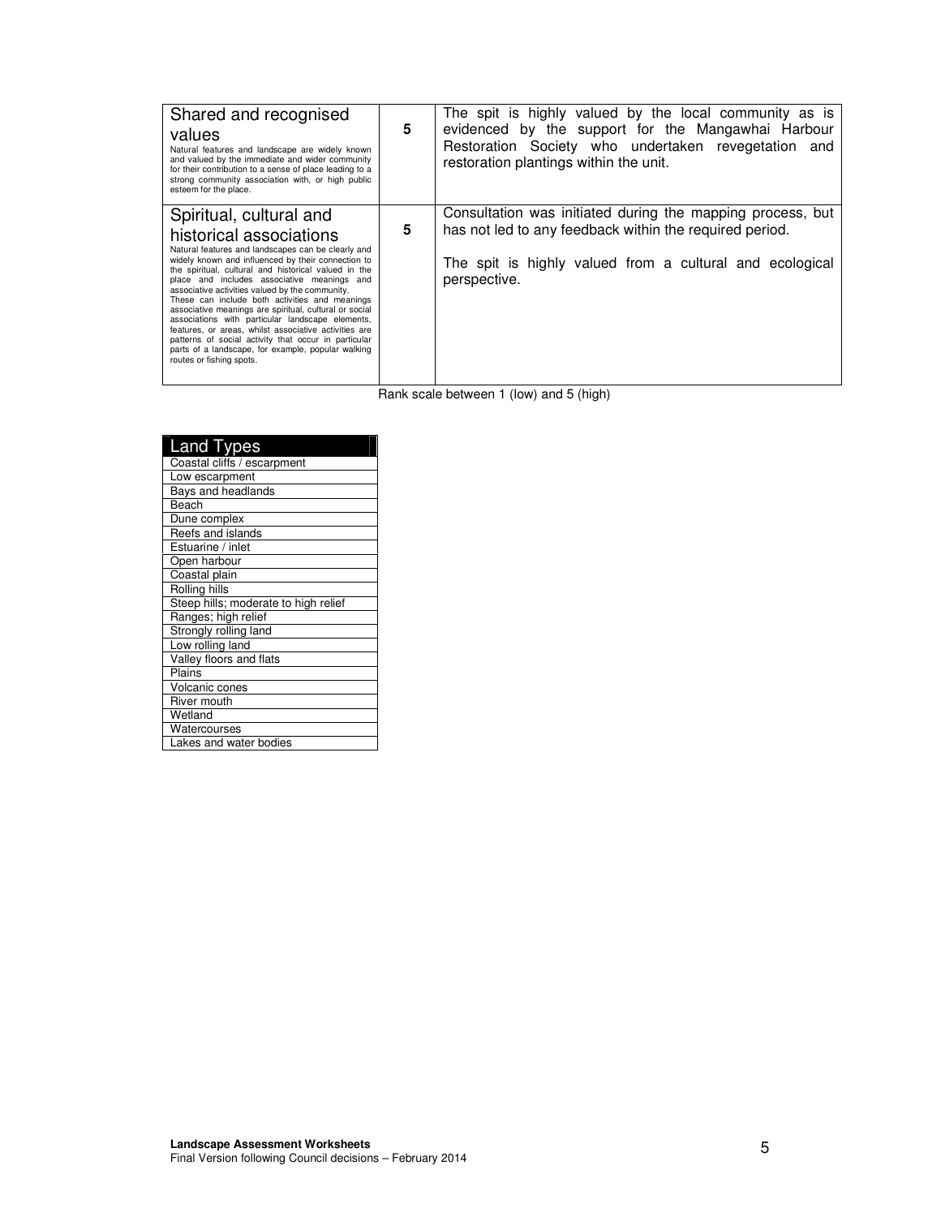| | | |
|---|---|---|
| Shared and recognised values<br>Natural features and landscape are widely known and valued by the immediate and wider community for their contribution to a sense of place leading to a strong community association with, or high public esteem for the place. | **5** | The spit is highly valued by the local community as is evidenced by the support for the Mangawhai Harbour Restoration Society who undertaken revegetation and restoration plantings within the unit. |
| Spiritual, cultural and historical associations<br>Natural features and landscapes can be clearly and widely known and influenced by their connection to the spiritual, cultural and historical valued in the place and includes associative meanings and associative activities valued by the community. These can include both activities and meanings associative meanings are spiritual, cultural or social associations with particular landscape elements, features, or areas, whilst associative activities are patterns of social activity that occur in particular parts of a landscape, for example, popular walking routes or fishing spots. | **5** | Consultation was initiated during the mapping process, but has not led to any feedback within the required period.<br><br>The spit is highly valued from a cultural and ecological perspective. |

Rank scale between 1 (low) and 5 (high)

| Land Types |
|---|
| Coastal cliffs / escarpment |
| Low escarpment |
| Bays and headlands |
| Beach |
| Dune complex |
| Reefs and islands |
| Estuarine / inlet |
| Open harbour |
| Coastal plain |
| Rolling hills |
| Steep hills; moderate to high relief |
| Ranges; high relief |
| Strongly rolling land |
| Low rolling land |
| Valley floors and flats |
| Plains |
| Volcanic cones |
| River mouth |
| Wetland |
| Watercourses |
| Lakes and water bodies |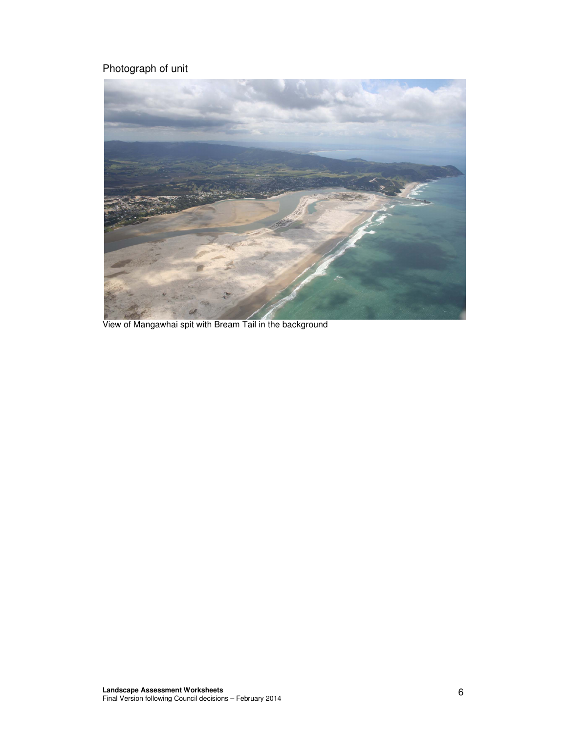Photograph of unit

View of Mangawhai spit with Bream Tail in the background